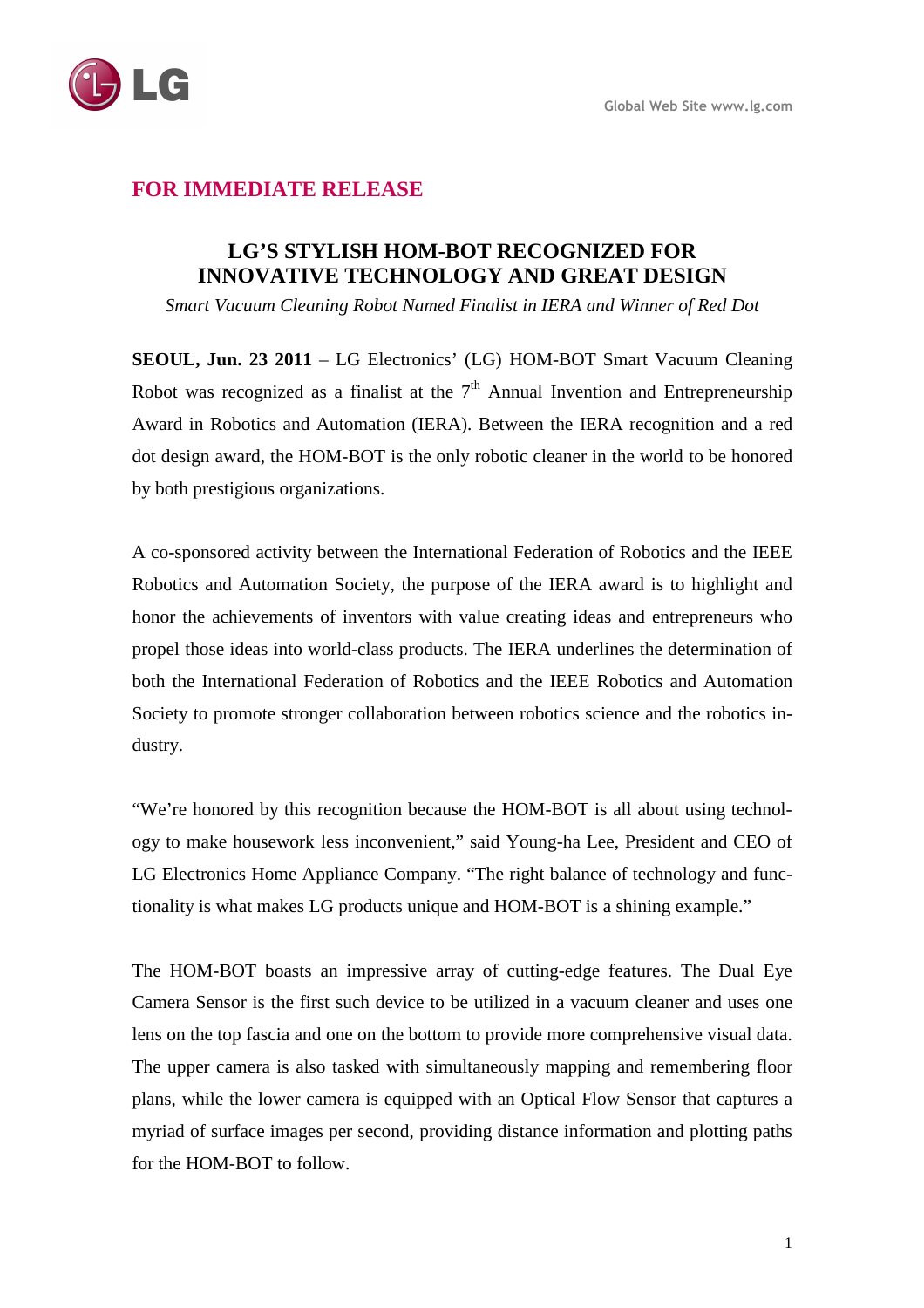**FOR IMMEDIATE RELEASE**

# LG'S STYLISH HOM-BOT RECOGNIZED FOR INNOVATIVE TECHNOLOGY AND GREAT DESIGN

*Smart Vacuum Cleaning Robot Named Finalist in IERA and Winner of Red Dot*

**SEOUL, Jun. 23 2011** – LG Electronics' (LG) HOM-BOT Smart Vacuum Cleaning Robot was recognized as a finalist at the 7th Annual Invention and Entrepreneurship Award in Robotics and Automation (IERA). Between the IERA recognition and a red dot design award, the HOM-BOT is the only robotic cleaner in the world to be honored by both prestigious organizations.

A co-sponsored activity between the International Federation of Robotics and the IEEE Robotics and Automation Society, the purpose of the IERA award is to highlight and honor the achievements of inventors with value creating ideas and entrepreneurs who propel those ideas into world-class products. The IERA underlines the determination of both the International Federation of Robotics and the IEEE Robotics and Automation Society to promote stronger collaboration between robotics science and the robotics industry.

"We're honored by this recognition because the HOM-BOT is all about using technology to make housework less inconvenient," said Young-ha Lee, President and CEO of LG Electronics Home Appliance Company. "The right balance of technology and functionality is what makes LG products unique and HOM-BOT is a shining example."

The HOM-BOT boasts an impressive array of cutting-edge features. The Dual Eye Camera Sensor is the first such device to be utilized in a vacuum cleaner and uses one lens on the top fascia and one on the bottom to provide more comprehensive visual data. The upper camera is also tasked with simultaneously mapping and remembering floor plans, while the lower camera is equipped with an Optical Flow Sensor that captures a myriad of surface images per second, providing distance information and plotting paths for the HOM-BOT to follow.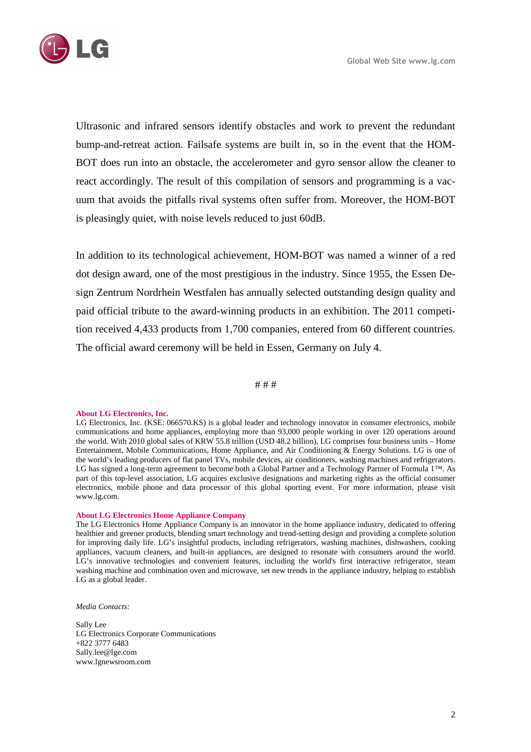Ultrasonic and infrared sensors identify obstacles and work to prevent the redundant bump-and-retreat action. Failsafe systems are built in, so in the event that the HOM-BOT does run into an obstacle, the accelerometer and gyro sensor allow the cleaner to react accordingly. The result of this compilation of sensors and programming is a vacuum that avoids the pitfalls rival systems often suffer from. Moreover, the HOM-BOT is pleasingly quiet, with noise levels reduced to just 60dB.

In addition to its technological achievement, HOM-BOT was named a winner of a red dot design award, one of the most prestigious in the industry. Since 1955, the Essen Design Zentrum Nordrhein Westfalen has annually selected outstanding design quality and paid official tribute to the award-winning products in an exhibition. The 2011 competition received 4,433 products from 1,700 companies, entered from 60 different countries. The official award ceremony will be held in Essen, Germany on July 4.

# # #

**About LG Electronics, Inc.**

LG Electronics, Inc. (KSE: 066570.KS) is a global leader and technology innovator in consumer electronics, mobile communications and home appliances, employing more than 93,000 people working in over 120 operations around the world. With 2010 global sales of KRW 55.8 trillion (USD 48.2 billion), LG comprises four business units – Home Entertainment, Mobile Communications, Home Appliance, and Air Conditioning & Energy Solutions. LG is one of the world's leading producers of flat panel TVs, mobile devices, air conditioners, washing machines and refrigerators. LG has signed a long-term agreement to become both a Global Partner and a Technology Partner of Formula 1™. As part of this top-level association, LG acquires exclusive designations and marketing rights as the official consumer electronics, mobile phone and data processor of this global sporting event. For more information, please visit www.lg.com.

**About LG Electronics Home Appliance Company**

The LG Electronics Home Appliance Company is an innovator in the home appliance industry, dedicated to offering healthier and greener products, blending smart technology and trend-setting design and providing a complete solution for improving daily life. LG's insightful products, including refrigerators, washing machines, dishwashers, cooking appliances, vacuum cleaners, and built-in appliances, are designed to resonate with consumers around the world. LG's innovative technologies and convenient features, including the world's first interactive refrigerator, steam washing machine and combination oven and microwave, set new trends in the appliance industry, helping to establish LG as a global leader.

*Media Contacts:*

Sally Lee
LG Electronics Corporate Communications
+822 3777 6483
Sally.lee@lge.com
www.lgnewsroom.com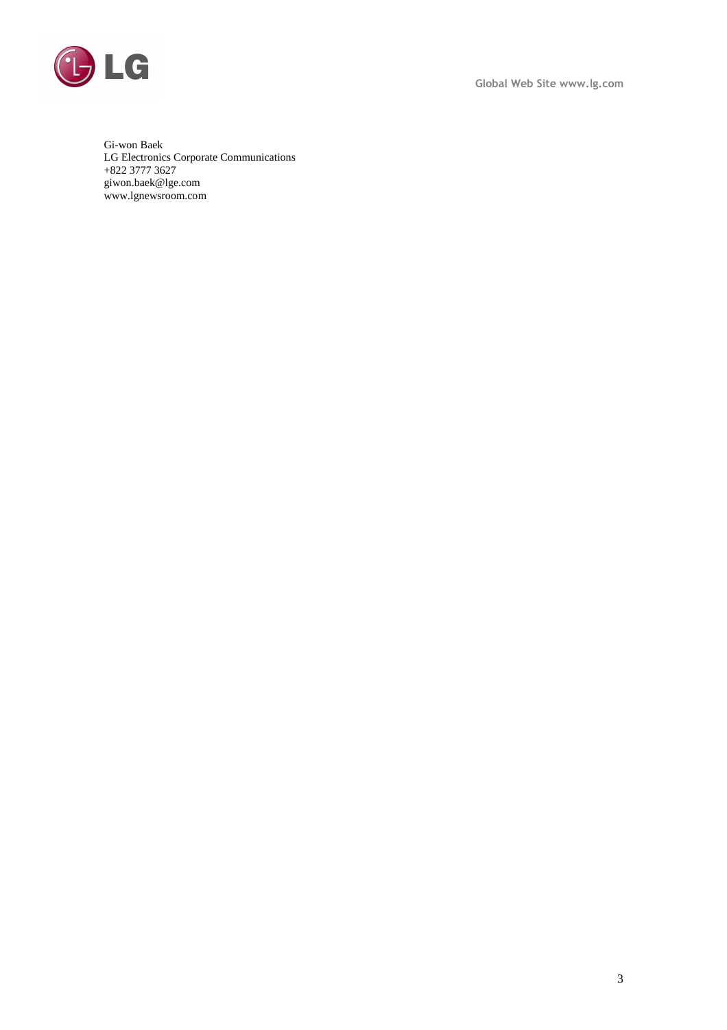Gi-won Baek
LG Electronics Corporate Communications
+822 3777 3627
giwon.baek@lge.com
www.lgnewsroom.com